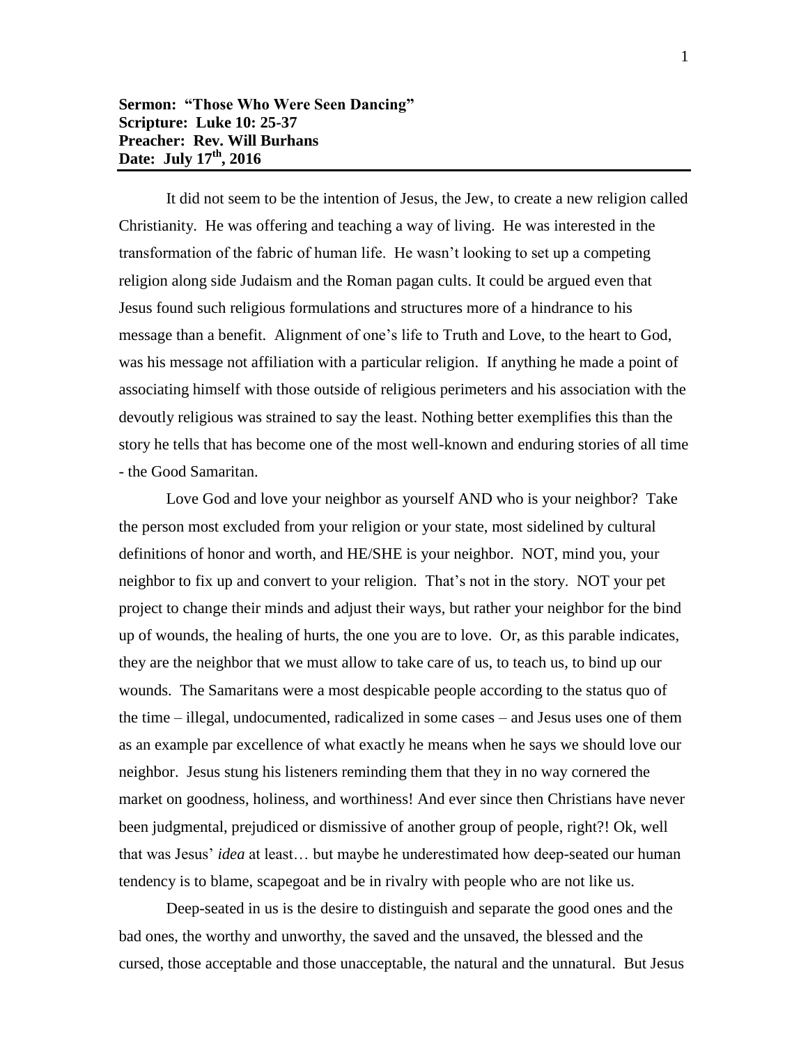**Sermon: "Those Who Were Seen Dancing"**
**Scripture: Luke 10: 25-37**
**Preacher: Rev. Will Burhans**
**Date: July 17th, 2016**

It did not seem to be the intention of Jesus, the Jew, to create a new religion called Christianity. He was offering and teaching a way of living. He was interested in the transformation of the fabric of human life. He wasn't looking to set up a competing religion along side Judaism and the Roman pagan cults. It could be argued even that Jesus found such religious formulations and structures more of a hindrance to his message than a benefit. Alignment of one's life to Truth and Love, to the heart to God, was his message not affiliation with a particular religion. If anything he made a point of associating himself with those outside of religious perimeters and his association with the devoutly religious was strained to say the least. Nothing better exemplifies this than the story he tells that has become one of the most well-known and enduring stories of all time - the Good Samaritan.

Love God and love your neighbor as yourself AND who is your neighbor? Take the person most excluded from your religion or your state, most sidelined by cultural definitions of honor and worth, and HE/SHE is your neighbor. NOT, mind you, your neighbor to fix up and convert to your religion. That's not in the story. NOT your pet project to change their minds and adjust their ways, but rather your neighbor for the bind up of wounds, the healing of hurts, the one you are to love. Or, as this parable indicates, they are the neighbor that we must allow to take care of us, to teach us, to bind up our wounds. The Samaritans were a most despicable people according to the status quo of the time – illegal, undocumented, radicalized in some cases – and Jesus uses one of them as an example par excellence of what exactly he means when he says we should love our neighbor. Jesus stung his listeners reminding them that they in no way cornered the market on goodness, holiness, and worthiness! And ever since then Christians have never been judgmental, prejudiced or dismissive of another group of people, right?! Ok, well that was Jesus' *idea* at least… but maybe he underestimated how deep-seated our human tendency is to blame, scapegoat and be in rivalry with people who are not like us.

Deep-seated in us is the desire to distinguish and separate the good ones and the bad ones, the worthy and unworthy, the saved and the unsaved, the blessed and the cursed, those acceptable and those unacceptable, the natural and the unnatural. But Jesus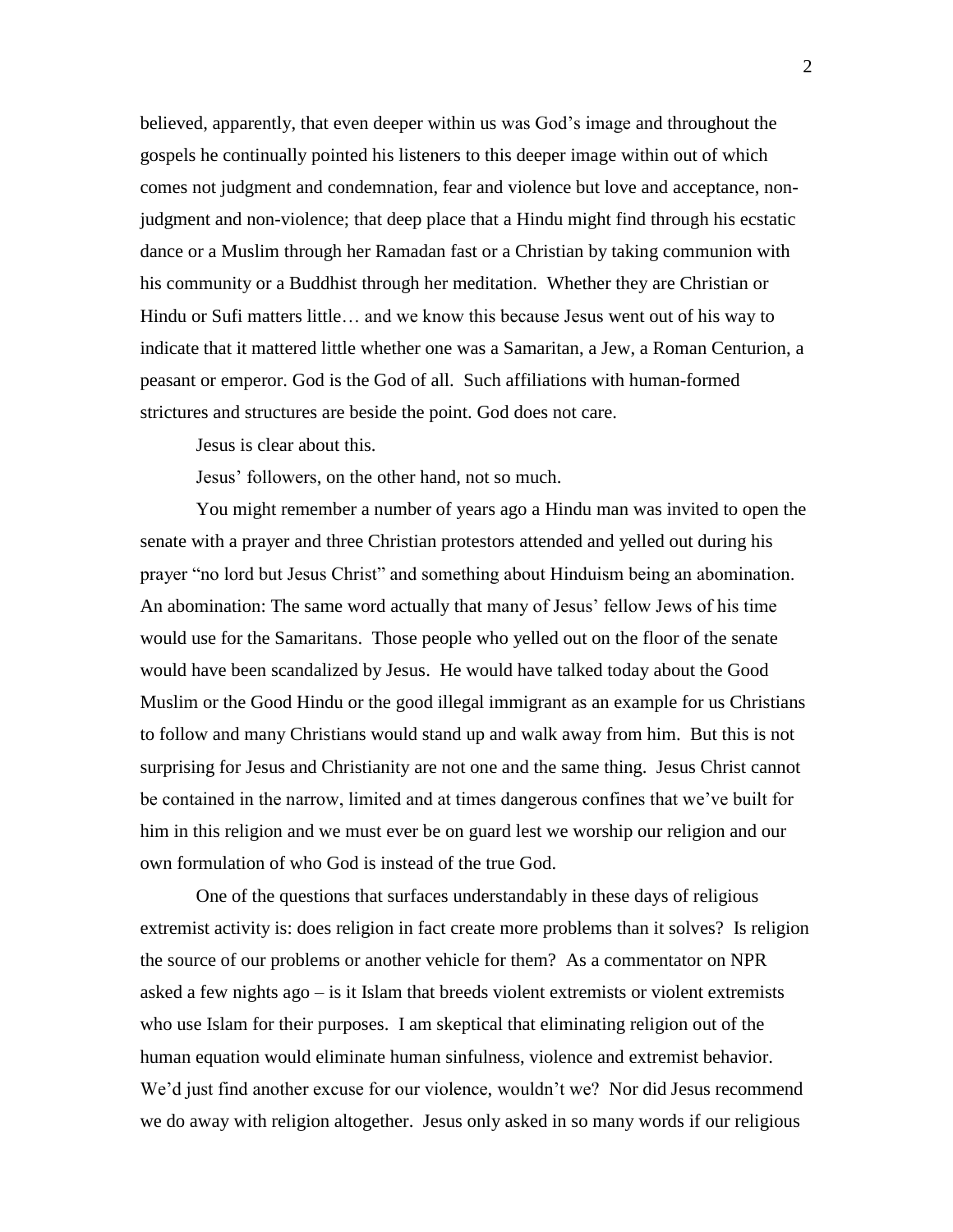believed, apparently, that even deeper within us was God's image and throughout the gospels he continually pointed his listeners to this deeper image within out of which comes not judgment and condemnation, fear and violence but love and acceptance, non-judgment and non-violence; that deep place that a Hindu might find through his ecstatic dance or a Muslim through her Ramadan fast or a Christian by taking communion with his community or a Buddhist through her meditation. Whether they are Christian or Hindu or Sufi matters little… and we know this because Jesus went out of his way to indicate that it mattered little whether one was a Samaritan, a Jew, a Roman Centurion, a peasant or emperor. God is the God of all. Such affiliations with human-formed strictures and structures are beside the point. God does not care.

Jesus is clear about this.

Jesus' followers, on the other hand, not so much.

You might remember a number of years ago a Hindu man was invited to open the senate with a prayer and three Christian protestors attended and yelled out during his prayer "no lord but Jesus Christ" and something about Hinduism being an abomination. An abomination: The same word actually that many of Jesus' fellow Jews of his time would use for the Samaritans. Those people who yelled out on the floor of the senate would have been scandalized by Jesus. He would have talked today about the Good Muslim or the Good Hindu or the good illegal immigrant as an example for us Christians to follow and many Christians would stand up and walk away from him. But this is not surprising for Jesus and Christianity are not one and the same thing. Jesus Christ cannot be contained in the narrow, limited and at times dangerous confines that we've built for him in this religion and we must ever be on guard lest we worship our religion and our own formulation of who God is instead of the true God.

One of the questions that surfaces understandably in these days of religious extremist activity is: does religion in fact create more problems than it solves? Is religion the source of our problems or another vehicle for them? As a commentator on NPR asked a few nights ago – is it Islam that breeds violent extremists or violent extremists who use Islam for their purposes. I am skeptical that eliminating religion out of the human equation would eliminate human sinfulness, violence and extremist behavior. We'd just find another excuse for our violence, wouldn't we? Nor did Jesus recommend we do away with religion altogether. Jesus only asked in so many words if our religious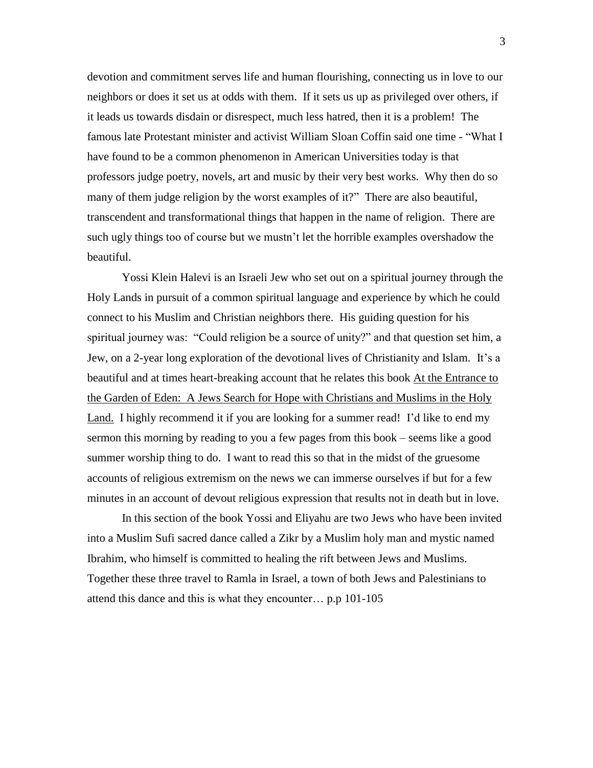devotion and commitment serves life and human flourishing, connecting us in love to our neighbors or does it set us at odds with them. If it sets us up as privileged over others, if it leads us towards disdain or disrespect, much less hatred, then it is a problem! The famous late Protestant minister and activist William Sloan Coffin said one time - "What I have found to be a common phenomenon in American Universities today is that professors judge poetry, novels, art and music by their very best works. Why then do so many of them judge religion by the worst examples of it?" There are also beautiful, transcendent and transformational things that happen in the name of religion. There are such ugly things too of course but we mustn't let the horrible examples overshadow the beautiful.

Yossi Klein Halevi is an Israeli Jew who set out on a spiritual journey through the Holy Lands in pursuit of a common spiritual language and experience by which he could connect to his Muslim and Christian neighbors there. His guiding question for his spiritual journey was: "Could religion be a source of unity?" and that question set him, a Jew, on a 2-year long exploration of the devotional lives of Christianity and Islam. It's a beautiful and at times heart-breaking account that he relates this book <u>At the Entrance to the Garden of Eden: A Jews Search for Hope with Christians and Muslims in the Holy Land.</u> I highly recommend it if you are looking for a summer read! I'd like to end my sermon this morning by reading to you a few pages from this book – seems like a good summer worship thing to do. I want to read this so that in the midst of the gruesome accounts of religious extremism on the news we can immerse ourselves if but for a few minutes in an account of devout religious expression that results not in death but in love.

In this section of the book Yossi and Eliyahu are two Jews who have been invited into a Muslim Sufi sacred dance called a Zikr by a Muslim holy man and mystic named Ibrahim, who himself is committed to healing the rift between Jews and Muslims. Together these three travel to Ramla in Israel, a town of both Jews and Palestinians to attend this dance and this is what they encounter… p.p 101-105